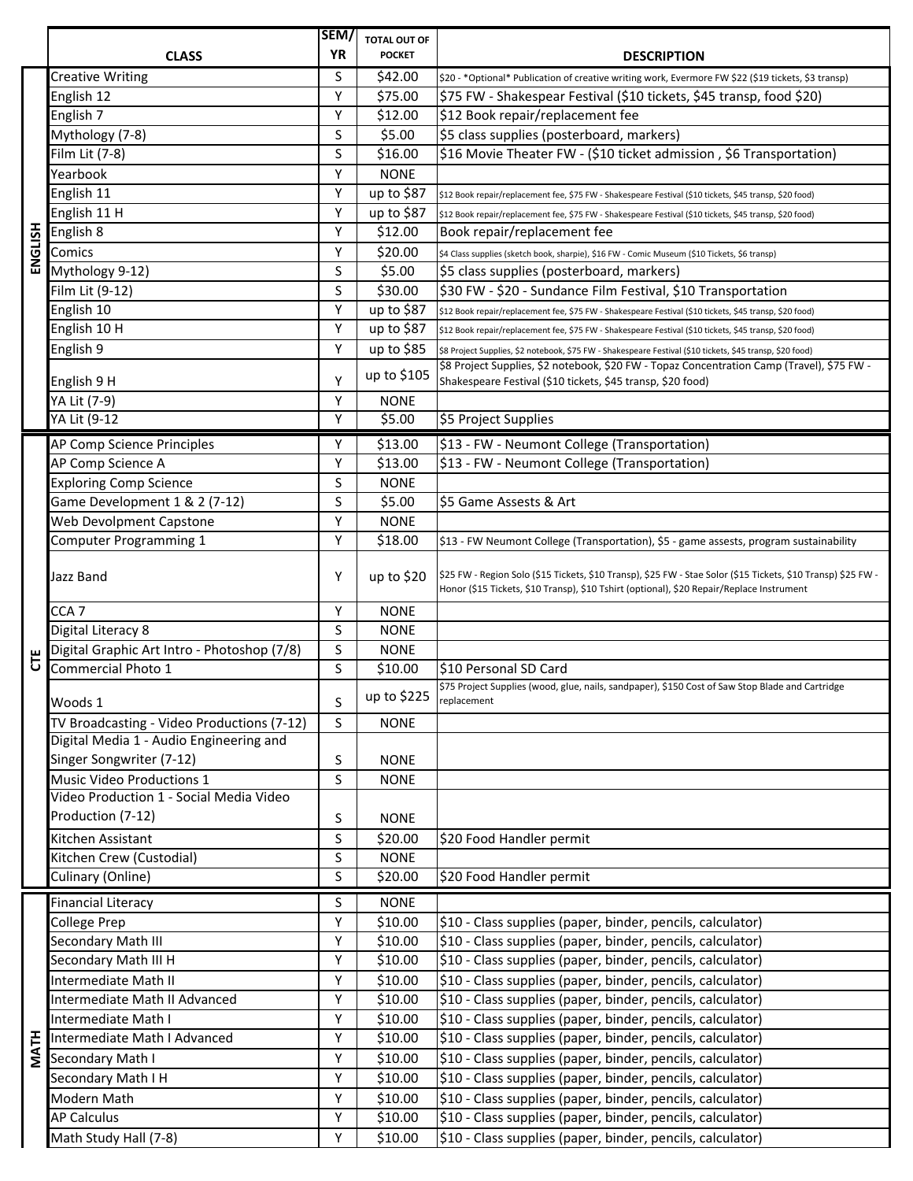| | CLASS | SEM/ YR | TOTAL OUT OF POCKET | DESCRIPTION |
|---|---|---|---|---|
| ENGLISH | Creative Writing | S | $42.00 | $20 - *Optional* Publication of creative writing work, Evermore FW $22 ($19 tickets, $3 transp) |
| | English 12 | Y | $75.00 | $75 FW - Shakespear Festival ($10 tickets, $45 transp, food $20) |
| | English 7 | Y | $12.00 | $12 Book repair/replacement fee |
| | Mythology (7-8) | S | $5.00 | $5 class supplies (posterboard, markers) |
| | Film Lit (7-8) | S | $16.00 | $16 Movie Theater FW - ($10 ticket admission , $6 Transportation) |
| | Yearbook | Y | NONE | |
| | English 11 | Y | up to $87 | $12 Book repair/replacement fee, $75 FW - Shakespeare Festival ($10 tickets, $45 transp, $20 food) |
| | English 11 H | Y | up to $87 | $12 Book repair/replacement fee, $75 FW - Shakespeare Festival ($10 tickets, $45 transp, $20 food) |
| | English 8 | Y | $12.00 | Book repair/replacement fee |
| | Comics | Y | $20.00 | $4 Class supplies (sketch book, sharpie), $16 FW - Comic Museum ($10 Tickets, $6 transp) |
| | Mythology 9-12) | S | $5.00 | $5 class supplies (posterboard, markers) |
| | Film Lit (9-12) | S | $30.00 | $30 FW - $20 - Sundance Film Festival, $10 Transportation |
| | English 10 | Y | up to $87 | $12 Book repair/replacement fee, $75 FW - Shakespeare Festival ($10 tickets, $45 transp, $20 food) |
| | English 10 H | Y | up to $87 | $12 Book repair/replacement fee, $75 FW - Shakespeare Festival ($10 tickets, $45 transp, $20 food) |
| | English 9 | Y | up to $85 | $8 Project Supplies, $2 notebook, $75 FW - Shakespeare Festival ($10 tickets, $45 transp, $20 food) |
| | English 9 H | Y | up to $105 | $8 Project Supplies, $2 notebook, $20 FW - Topaz Concentration Camp (Travel), $75 FW - Shakespeare Festival ($10 tickets, $45 transp, $20 food) |
| | YA Lit (7-9) | Y | NONE | |
| | YA Lit (9-12 | Y | $5.00 | $5 Project Supplies |
| CTE | AP Comp Science Principles | Y | $13.00 | $13 - FW - Neumont College (Transportation) |
| | AP Comp Science A | Y | $13.00 | $13 - FW - Neumont College (Transportation) |
| | Exploring Comp Science | S | NONE | |
| | Game Development 1 & 2 (7-12) | S | $5.00 | $5 Game Assests & Art |
| | Web Devolpment Capstone | Y | NONE | |
| | Computer Programming 1 | Y | $18.00 | $13 - FW Neumont College (Transportation), $5 - game assests, program sustainability |
| | Jazz Band | Y | up to $20 | $25 FW - Region Solo ($15 Tickets, $10 Transp), $25 FW - Stae Solor ($15 Tickets, $10 Transp) $25 FW - Honor ($15 Tickets, $10 Transp), $10 Tshirt (optional), $20 Repair/Replace Instrument |
| | CCA 7 | Y | NONE | |
| | Digital Literacy 8 | S | NONE | |
| | Digital Graphic Art Intro - Photoshop (7/8) | S | NONE | |
| | Commercial Photo 1 | S | $10.00 | $10 Personal SD Card |
| | Woods 1 | S | up to $225 | $75 Project Supplies (wood, glue, nails, sandpaper), $150 Cost of Saw Stop Blade and Cartridge replacement |
| | TV Broadcasting - Video Productions (7-12) | S | NONE | |
| | Digital Media 1 - Audio Engineering and Singer Songwriter (7-12) | S | NONE | |
| | Music Video Productions 1 | S | NONE | |
| | Video Production 1 - Social Media Video Production (7-12) | S | NONE | |
| | Kitchen Assistant | S | $20.00 | $20 Food Handler permit |
| | Kitchen Crew (Custodial) | S | NONE | |
| | Culinary (Online) | S | $20.00 | $20 Food Handler permit |
| MATH | Financial Literacy | S | NONE | |
| | College Prep | Y | $10.00 | $10 - Class supplies (paper, binder, pencils, calculator) |
| | Secondary Math III | Y | $10.00 | $10 - Class supplies (paper, binder, pencils, calculator) |
| | Secondary Math III H | Y | $10.00 | $10 - Class supplies (paper, binder, pencils, calculator) |
| | Intermediate Math II | Y | $10.00 | $10 - Class supplies (paper, binder, pencils, calculator) |
| | Intermediate Math II Advanced | Y | $10.00 | $10 - Class supplies (paper, binder, pencils, calculator) |
| | Intermediate Math I | Y | $10.00 | $10 - Class supplies (paper, binder, pencils, calculator) |
| | Intermediate Math I Advanced | Y | $10.00 | $10 - Class supplies (paper, binder, pencils, calculator) |
| | Secondary Math I | Y | $10.00 | $10 - Class supplies (paper, binder, pencils, calculator) |
| | Secondary Math I H | Y | $10.00 | $10 - Class supplies (paper, binder, pencils, calculator) |
| | Modern Math | Y | $10.00 | $10 - Class supplies (paper, binder, pencils, calculator) |
| | AP Calculus | Y | $10.00 | $10 - Class supplies (paper, binder, pencils, calculator) |
| | Math Study Hall (7-8) | Y | $10.00 | $10 - Class supplies (paper, binder, pencils, calculator) |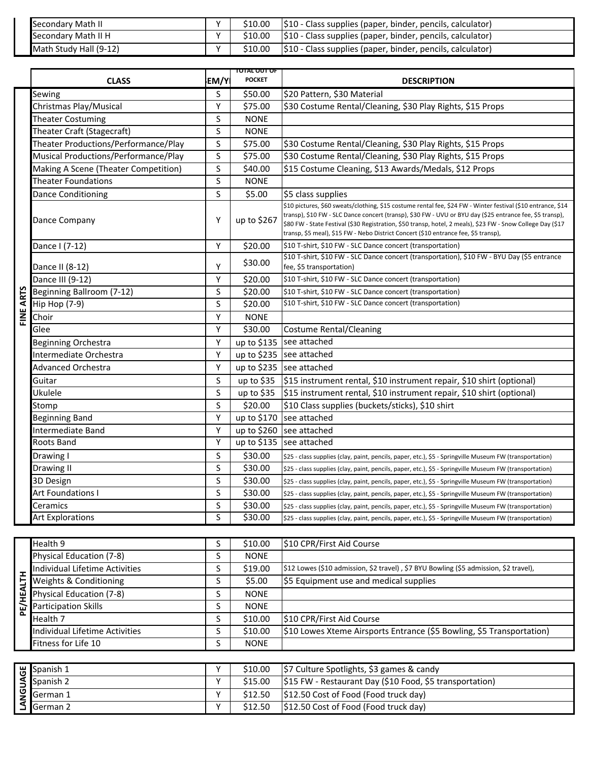| | | | |
|---|---|---|---|
| Secondary Math II | Y | $10.00 | $10 - Class supplies (paper, binder, pencils, calculator) |
| Secondary Math II H | Y | $10.00 | $10 - Class supplies (paper, binder, pencils, calculator) |
| Math Study Hall (9-12) | Y | $10.00 | $10 - Class supplies (paper, binder, pencils, calculator) |

| | CLASS | SEM/YR | TOTAL OUT OF POCKET | DESCRIPTION |
|---|---|---|---|---|
| FINE ARTS | Sewing | S | $50.00 | $20 Pattern, $30 Material |
| | Christmas Play/Musical | Y | $75.00 | $30 Costume Rental/Cleaning, $30 Play Rights, $15 Props |
| | Theater Costuming | S | NONE | |
| | Theater Craft (Stagecraft) | S | NONE | |
| | Theater Productions/Performance/Play | S | $75.00 | $30 Costume Rental/Cleaning, $30 Play Rights, $15 Props |
| | Musical Productions/Performance/Play | S | $75.00 | $30 Costume Rental/Cleaning, $30 Play Rights, $15 Props |
| | Making A Scene (Theater Competition) | S | $40.00 | $15 Costume Cleaning, $13 Awards/Medals, $12 Props |
| | Theater Foundations | S | NONE | |
| | Dance Conditioning | S | $5.00 | $5 class supplies |
| | Dance Company | Y | up to $267 | $10 pictures, $60 sweats/clothing, $15 costume rental fee, $24 FW - Winter festival ($10 entrance, $14 transp), $10 FW - SLC Dance concert (transp), $30 FW - UVU or BYU day ($25 entrance fee, $5 transp), $80 FW - State Festival ($30 Registration, $50 transp, hotel, 2 meals), $23 FW - Snow College Day ($17 transp, $5 meal), $15 FW - Nebo District Concert ($10 entrance fee, $5 transp), |
| | Dance I (7-12) | Y | $20.00 | $10 T-shirt, $10 FW - SLC Dance concert (transportation) |
| | Dance II (8-12) | Y | $30.00 | $10 T-shirt, $10 FW - SLC Dance concert (transportation), $10 FW - BYU Day ($5 entrance fee, $5 transportation) |
| | Dance III (9-12) | Y | $20.00 | $10 T-shirt, $10 FW - SLC Dance concert (transportation) |
| | Beginning Ballroom (7-12) | S | $20.00 | $10 T-shirt, $10 FW - SLC Dance concert (transportation) |
| | Hip Hop (7-9) | S | $20.00 | $10 T-shirt, $10 FW - SLC Dance concert (transportation) |
| | Choir | Y | NONE | |
| | Glee | Y | $30.00 | Costume Rental/Cleaning |
| | Beginning Orchestra | Y | up to $135 | see attached |
| | Intermediate Orchestra | Y | up to $235 | see attached |
| | Advanced Orchestra | Y | up to $235 | see attached |
| | Guitar | S | up to $35 | $15 instrument rental, $10 instrument repair, $10 shirt (optional) |
| | Ukulele | S | up to $35 | $15 instrument rental, $10 instrument repair, $10 shirt (optional) |
| | Stomp | S | $20.00 | $10 Class supplies (buckets/sticks), $10 shirt |
| | Beginning Band | Y | up to $170 | see attached |
| | Intermediate Band | Y | up to $260 | see attached |
| | Roots Band | Y | up to $135 | see attached |
| | Drawing I | S | $30.00 | $25 - class supplies (clay, paint, pencils, paper, etc.), $5 - Springville Museum FW (transportation) |
| | Drawing II | S | $30.00 | $25 - class supplies (clay, paint, pencils, paper, etc.), $5 - Springville Museum FW (transportation) |
| | 3D Design | S | $30.00 | $25 - class supplies (clay, paint, pencils, paper, etc.), $5 - Springville Museum FW (transportation) |
| | Art Foundations I | S | $30.00 | $25 - class supplies (clay, paint, pencils, paper, etc.), $5 - Springville Museum FW (transportation) |
| | Ceramics | S | $30.00 | $25 - class supplies (clay, paint, pencils, paper, etc.), $5 - Springville Museum FW (transportation) |
| | Art Explorations | S | $30.00 | $25 - class supplies (clay, paint, pencils, paper, etc.), $5 - Springville Museum FW (transportation) |

| | | | | |
|---|---|---|---|---|
| PE/HEALTH | Health 9 | S | $10.00 | $10 CPR/First Aid Course |
| | Physical Education (7-8) | S | NONE | |
| | Individual Lifetime Activities | S | $19.00 | $12 Lowes ($10 admission, $2 travel) , $7 BYU Bowling ($5 admission, $2 travel), |
| | Weights & Conditioning | S | $5.00 | $5 Equipment use and medical supplies |
| | Physical Education (7-8) | S | NONE | |
| | Participation Skills | S | NONE | |
| | Health 7 | S | $10.00 | $10 CPR/First Aid Course |
| | Individual Lifetime Activities | S | $10.00 | $10 Lowes Xteme Airsports Entrance ($5 Bowling, $5 Transportation) |
| | Fitness for Life 10 | S | NONE | |

| | | | | |
|---|---|---|---|---|
| LANGUAGE | Spanish 1 | Y | $10.00 | $7 Culture Spotlights, $3 games & candy |
| | Spanish 2 | Y | $15.00 | $15 FW - Restaurant Day ($10 Food, $5 transportation) |
| | German 1 | Y | $12.50 | $12.50 Cost of Food (Food truck day) |
| | German 2 | Y | $12.50 | $12.50 Cost of Food (Food truck day) |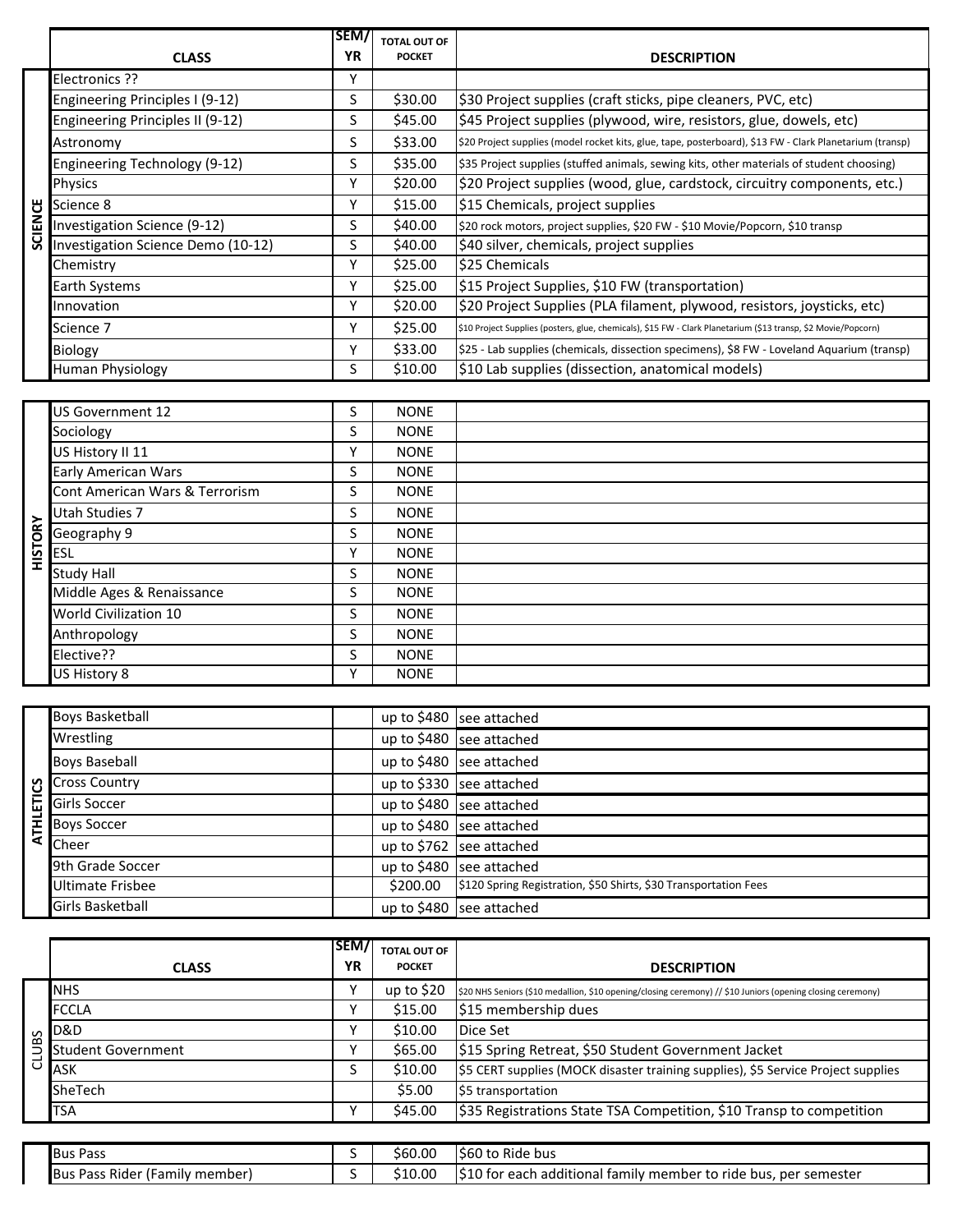| | CLASS | SEM/ YR | TOTAL OUT OF POCKET | DESCRIPTION |
|---|---|---|---|---|
| SCIENCE | Electronics ?? | Y | | |
| | Engineering Principles I (9-12) | S | $30.00 | $30 Project supplies (craft sticks, pipe cleaners, PVC, etc) |
| | Engineering Principles II (9-12) | S | $45.00 | $45 Project supplies (plywood, wire, resistors, glue, dowels, etc) |
| | Astronomy | S | $33.00 | $20 Project supplies (model rocket kits, glue, tape, posterboard), $13 FW - Clark Planetarium (transp) |
| | Engineering Technology (9-12) | S | $35.00 | $35 Project supplies (stuffed animals, sewing kits, other materials of student choosing) |
| | Physics | Y | $20.00 | $20 Project supplies (wood, glue, cardstock, circuitry components, etc.) |
| | Science 8 | Y | $15.00 | $15 Chemicals, project supplies |
| | Investigation Science (9-12) | S | $40.00 | $20 rock motors, project supplies, $20 FW - $10 Movie/Popcorn, $10 transp |
| | Investigation Science Demo (10-12) | S | $40.00 | $40 silver, chemicals, project supplies |
| | Chemistry | Y | $25.00 | $25 Chemicals |
| | Earth Systems | Y | $25.00 | $15 Project Supplies, $10 FW (transportation) |
| | Innovation | Y | $20.00 | $20 Project Supplies (PLA filament, plywood, resistors, joysticks, etc) |
| | Science 7 | Y | $25.00 | $10 Project Supplies (posters, glue, chemicals), $15 FW - Clark Planetarium ($13 transp, $2 Movie/Popcorn) |
| | Biology | Y | $33.00 | $25 - Lab supplies (chemicals, dissection specimens), $8 FW - Loveland Aquarium (transp) |
| | Human Physiology | S | $10.00 | $10 Lab supplies (dissection, anatomical models) |
| HISTORY | US Government 12 | S | NONE | |
| | Sociology | S | NONE | |
| | US History II 11 | Y | NONE | |
| | Early American Wars | S | NONE | |
| | Cont American Wars & Terrorism | S | NONE | |
| | Utah Studies 7 | S | NONE | |
| | Geography 9 | S | NONE | |
| | ESL | Y | NONE | |
| | Study Hall | S | NONE | |
| | Middle Ages & Renaissance | S | NONE | |
| | World Civilization 10 | S | NONE | |
| | Anthropology | S | NONE | |
| | Elective?? | S | NONE | |
| | US History 8 | Y | NONE | |
| ATHLETICS | Boys Basketball | | up to $480 | see attached |
| | Wrestling | | up to $480 | see attached |
| | Boys Baseball | | up to $480 | see attached |
| | Cross Country | | up to $330 | see attached |
| | Girls Soccer | | up to $480 | see attached |
| | Boys Soccer | | up to $480 | see attached |
| | Cheer | | up to $762 | see attached |
| | 9th Grade Soccer | | up to $480 | see attached |
| | Ultimate Frisbee | | $200.00 | $120 Spring Registration, $50 Shirts, $30 Transportation Fees |
| | Girls Basketball | | up to $480 | see attached |

| | CLASS | SEM/ YR | TOTAL OUT OF POCKET | DESCRIPTION |
|---|---|---|---|---|
| CLUBS | NHS | Y | up to $20 | $20 NHS Seniors ($10 medallion, $10 opening/closing ceremony) // $10 Juniors (opening closing ceremony) |
| | FCCLA | Y | $15.00 | $15 membership dues |
| | D&D | Y | $10.00 | Dice Set |
| | Student Government | Y | $65.00 | $15 Spring Retreat, $50 Student Government Jacket |
| | ASK | S | $10.00 | $5 CERT supplies (MOCK disaster training supplies), $5 Service Project supplies |
| | SheTech | | $5.00 | $5 transportation |
| | TSA | Y | $45.00 | $35 Registrations State TSA Competition, $10 Transp to competition |
| | Bus Pass | S | $60.00 | $60 to Ride bus |
| | Bus Pass Rider (Family member) | S | $10.00 | $10 for each additional family member to ride bus, per semester |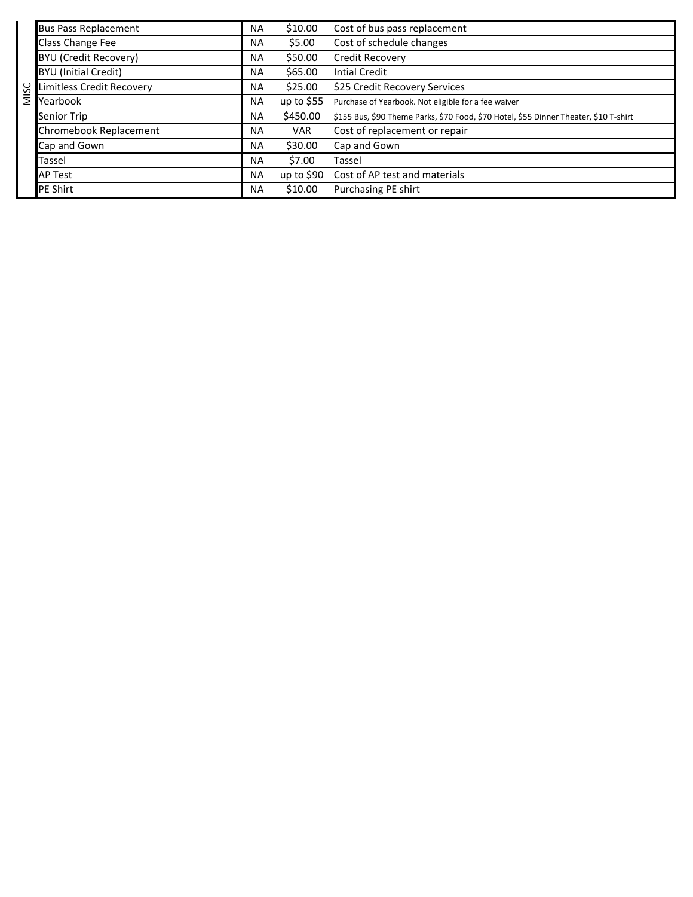| | | | | |
|---|---|---|---|---|
| MISC | Bus Pass Replacement | NA | $10.00 | Cost of bus pass replacement |
| | Class Change Fee | NA | $5.00 | Cost of schedule changes |
| | BYU (Credit Recovery) | NA | $50.00 | Credit Recovery |
| | BYU (Initial Credit) | NA | $65.00 | Intial Credit |
| | Limitless Credit Recovery | NA | $25.00 | $25 Credit Recovery Services |
| | Yearbook | NA | up to $55 | Purchase of Yearbook. Not eligible for a fee waiver |
| | Senior Trip | NA | $450.00 | $155 Bus, $90 Theme Parks, $70 Food, $70 Hotel, $55 Dinner Theater, $10 T-shirt |
| | Chromebook Replacement | NA | VAR | Cost of replacement or repair |
| | Cap and Gown | NA | $30.00 | Cap and Gown |
| | Tassel | NA | $7.00 | Tassel |
| | AP Test | NA | up to $90 | Cost of AP test and materials |
| | PE Shirt | NA | $10.00 | Purchasing PE shirt |